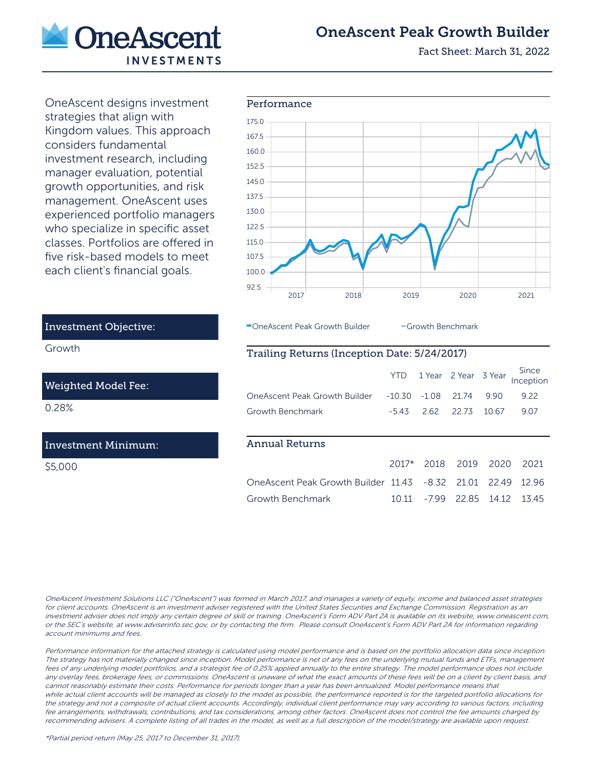# OneAscent Peak Growth Builder

Fact Sheet: March 31, 2022

OneAscent designs investment strategies that align with Kingdom values. This approach considers fundamental investment research, including manager evaluation, potential growth opportunities, and risk management. OneAscent uses experienced portfolio managers who specialize in specific asset classes. Portfolios are offered in five risk-based models to meet each client's financial goals.

### Investment Objective:

Growth

### Weighted Model Fee:

0.28%

### Investment Minimum:

$5,000

## Performance

OneAscent Peak Growth Builder — Growth Benchmark

## Trailing Returns (Inception Date: 5/24/2017)

| | YTD | 1 Year | 2 Year | 3 Year | Since Inception |
|---|---|---|---|---|---|
| OneAscent Peak Growth Builder | -10.30 | -1.08 | 21.74 | 9.90 | 9.22 |
| Growth Benchmark | -5.43 | 2.62 | 22.73 | 10.67 | 9.07 |

## Annual Returns

| | 2017* | 2018 | 2019 | 2020 | 2021 |
|---|---|---|---|---|---|
| OneAscent Peak Growth Builder | 11.43 | -8.32 | 21.01 | 22.49 | 12.96 |
| Growth Benchmark | 10.11 | -7.99 | 22.85 | 14.12 | 13.45 |

*OneAscent Investment Solutions LLC ("OneAscent") was formed in March 2017, and manages a variety of equity, income and balanced asset strategies for client accounts. OneAscent is an investment adviser registered with the United States Securities and Exchange Commission. Registration as an investment adviser does not imply any certain degree of skill or training. OneAscent's Form ADV Part 2A is available on its website, www.oneascent.com, or the SEC's website, at www.adviserinfo.sec.gov, or by contacting the firm. Please consult OneAscent's Form ADV Part 2A for information regarding account minimums and fees.*

*Performance information for the attached strategy is calculated using model performance and is based on the portfolio allocation data since inception. The strategy has not materially changed since inception. Model performance is net of any fees on the underlying mutual funds and ETFs, management fees of any underlying model portfolios, and a strategist fee of 0.25% applied annually to the entire strategy. The model performance does not include any overlay fees, brokerage fees, or commissions. OneAscent is unaware of what the exact amounts of these fees will be on a client by client basis, and cannot reasonably estimate their costs. Performance for periods longer than a year has been annualized. Model performance means that while actual client accounts will be managed as closely to the model as possible, the performance reported is for the targeted portfolio allocations for the strategy and not a composite of actual client accounts. Accordingly, individual client performance may vary according to various factors, including fee arrangements, withdrawals, contributions, and tax considerations, among other factors. OneAscent does not control the fee amounts charged by recommending advisers. A complete listing of all trades in the model, as well as a full description of the model/strategy are available upon request.*

**Partial period return (May 25, 2017 to December 31, 2017).*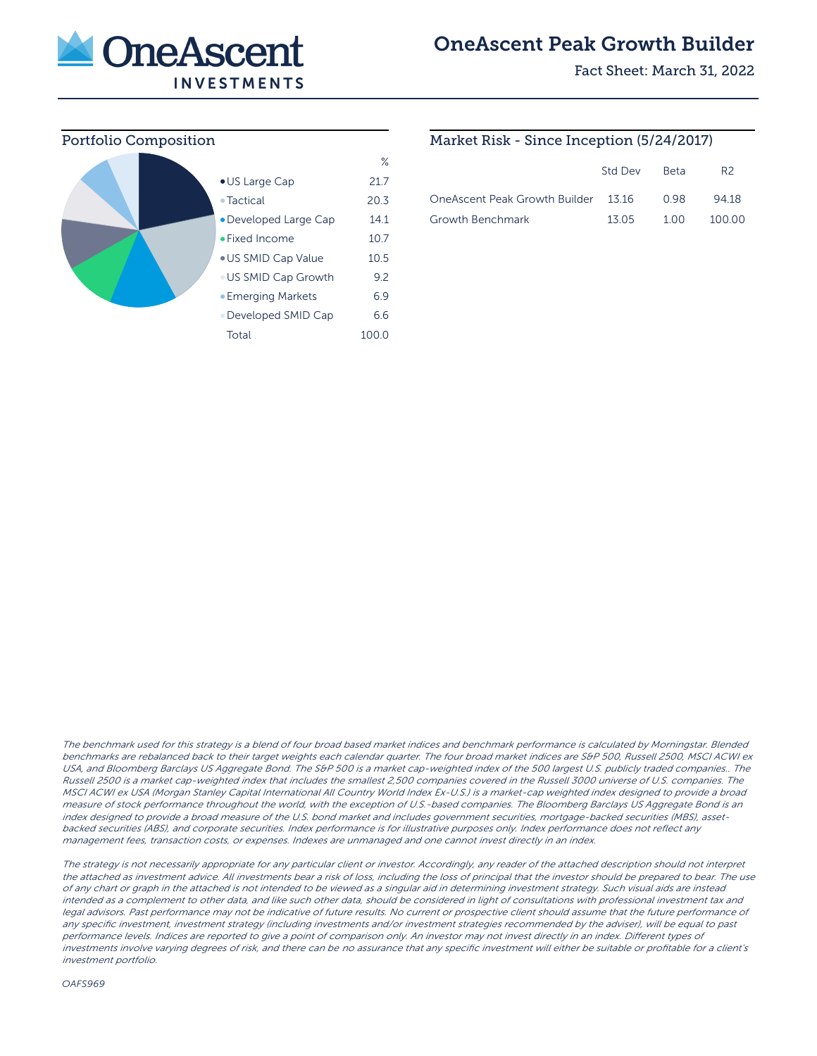# OneAscent Peak Growth Builder

Fact Sheet: March 31, 2022

## Portfolio Composition

| | % |
|---|---|
| US Large Cap | 21.7 |
| Tactical | 20.3 |
| Developed Large Cap | 14.1 |
| Fixed Income | 10.7 |
| US SMID Cap Value | 10.5 |
| US SMID Cap Growth | 9.2 |
| Emerging Markets | 6.9 |
| Developed SMID Cap | 6.6 |
| Total | 100.0 |

## Market Risk - Since Inception (5/24/2017)

| | Std Dev | Beta | R2 |
|---|---|---|---|
| OneAscent Peak Growth Builder | 13.16 | 0.98 | 94.18 |
| Growth Benchmark | 13.05 | 1.00 | 100.00 |

*The benchmark used for this strategy is a blend of four broad based market indices and benchmark performance is calculated by Morningstar. Blended benchmarks are rebalanced back to their target weights each calendar quarter. The four broad market indices are S&P 500, Russell 2500, MSCI ACWI ex USA, and Bloomberg Barclays US Aggregate Bond. The S&P 500 is a market cap-weighted index of the 500 largest U.S. publicly traded companies.. The Russell 2500 is a market cap-weighted index that includes the smallest 2,500 companies covered in the Russell 3000 universe of U.S. companies. The MSCI ACWI ex USA (Morgan Stanley Capital International All Country World Index Ex-U.S.) is a market-cap weighted index designed to provide a broad measure of stock performance throughout the world, with the exception of U.S.-based companies. The Bloomberg Barclays US Aggregate Bond is an index designed to provide a broad measure of the U.S. bond market and includes government securities, mortgage-backed securities (MBS), asset-backed securities (ABS), and corporate securities. Index performance is for illustrative purposes only. Index performance does not reflect any management fees, transaction costs, or expenses. Indexes are unmanaged and one cannot invest directly in an index.*

*The strategy is not necessarily appropriate for any particular client or investor. Accordingly, any reader of the attached description should not interpret the attached as investment advice. All investments bear a risk of loss, including the loss of principal that the investor should be prepared to bear. The use of any chart or graph in the attached is not intended to be viewed as a singular aid in determining investment strategy. Such visual aids are instead intended as a complement to other data, and like such other data, should be considered in light of consultations with professional investment tax and legal advisors. Past performance may not be indicative of future results. No current or prospective client should assume that the future performance of any specific investment, investment strategy (including investments and/or investment strategies recommended by the adviser), will be equal to past performance levels. Indices are reported to give a point of comparison only. An investor may not invest directly in an index. Different types of investments involve varying degrees of risk, and there can be no assurance that any specific investment will either be suitable or profitable for a client's investment portfolio.*

*OAFS969*